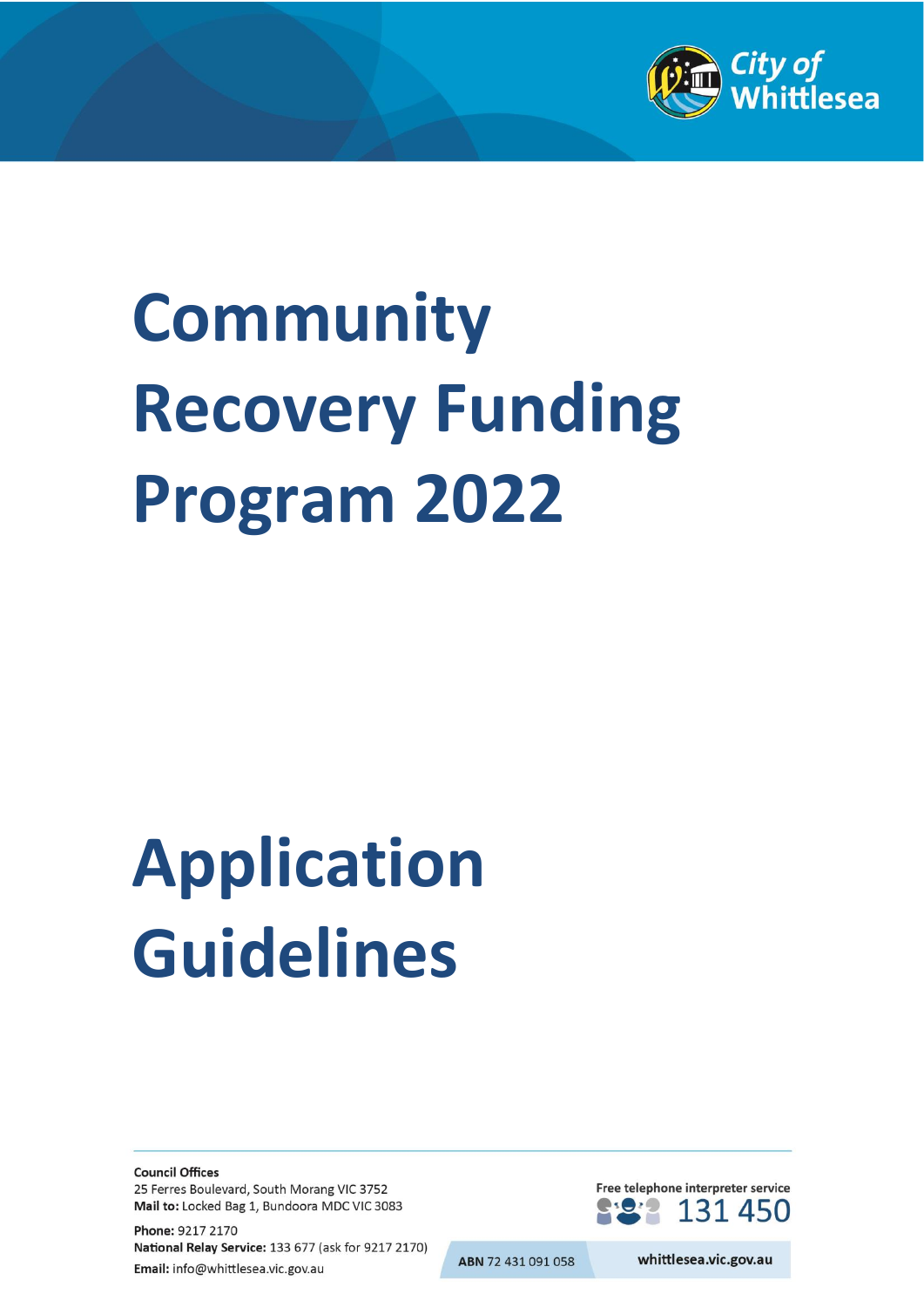City of Whittlesea

# Community Recovery Funding Program 2022

# Application Guidelines

**Council Offices**
25 Ferres Boulevard, South Morang VIC 3752
**Mail to:** Locked Bag 1, Bundoora MDC VIC 3083

**Phone:** 9217 2170
**National Relay Service:** 133 677 (ask for 9217 2170)
**Email:** info@whittlesea.vic.gov.au

Free telephone interpreter service 131 450

**ABN** 72 431 091 058

**whittlesea.vic.gov.au**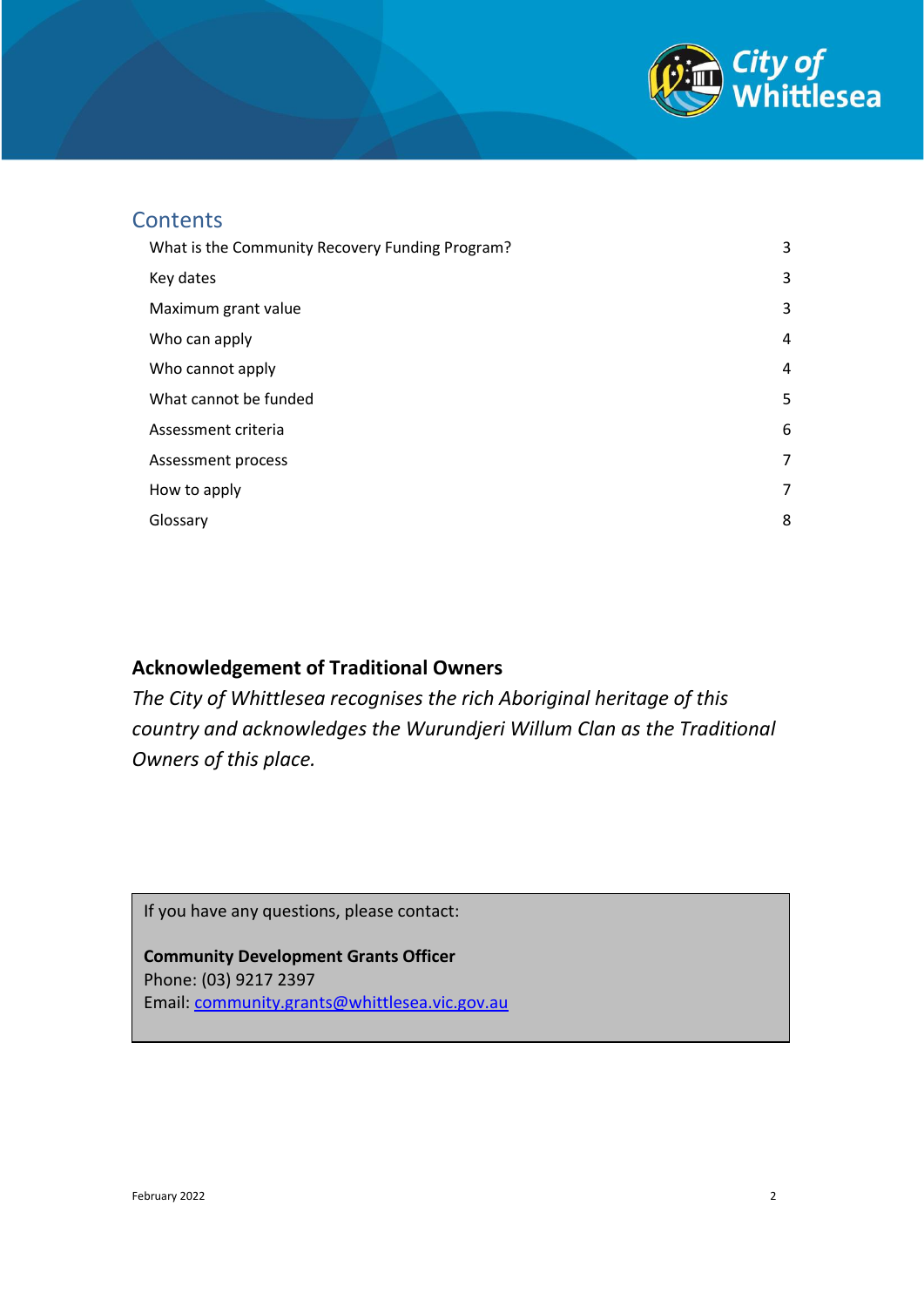## Contents

| | |
|---|---|
| What is the Community Recovery Funding Program? | 3 |
| Key dates | 3 |
| Maximum grant value | 3 |
| Who can apply | 4 |
| Who cannot apply | 4 |
| What cannot be funded | 5 |
| Assessment criteria | 6 |
| Assessment process | 7 |
| How to apply | 7 |
| Glossary | 8 |

## Acknowledgement of Traditional Owners

*The City of Whittlesea recognises the rich Aboriginal heritage of this country and acknowledges the Wurundjeri Willum Clan as the Traditional Owners of this place.*

If you have any questions, please contact:

**Community Development Grants Officer**
Phone: (03) 9217 2397
Email: community.grants@whittlesea.vic.gov.au

February 2022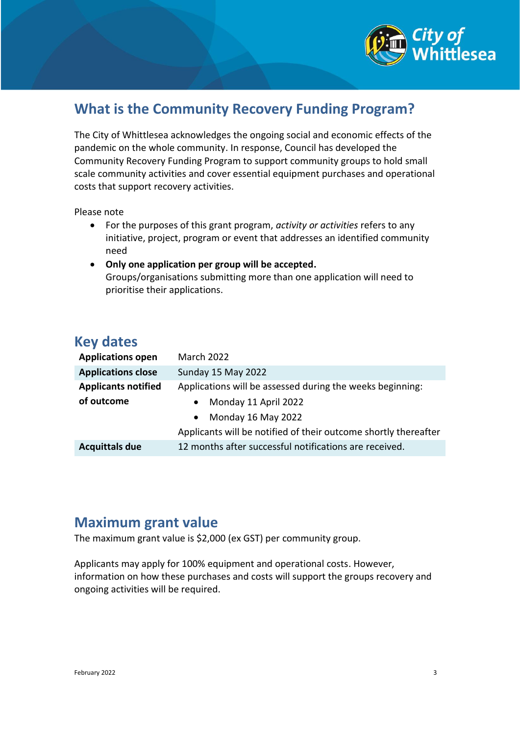## What is the Community Recovery Funding Program?

The City of Whittlesea acknowledges the ongoing social and economic effects of the pandemic on the whole community. In response, Council has developed the Community Recovery Funding Program to support community groups to hold small scale community activities and cover essential equipment purchases and operational costs that support recovery activities.

Please note

- For the purposes of this grant program, *activity or activities* refers to any initiative, project, program or event that addresses an identified community need
- **Only one application per group will be accepted.** Groups/organisations submitting more than one application will need to prioritise their applications.

## Key dates

| | |
|---|---|
| **Applications open** | March 2022 |
| **Applications close** | Sunday 15 May 2022 |
| **Applicants notified of outcome** | Applications will be assessed during the weeks beginning:<br>• Monday 11 April 2022<br>• Monday 16 May 2022<br>Applicants will be notified of their outcome shortly thereafter |
| **Acquittals due** | 12 months after successful notifications are received. |

## Maximum grant value

The maximum grant value is $2,000 (ex GST) per community group.

Applicants may apply for 100% equipment and operational costs. However, information on how these purchases and costs will support the groups recovery and ongoing activities will be required.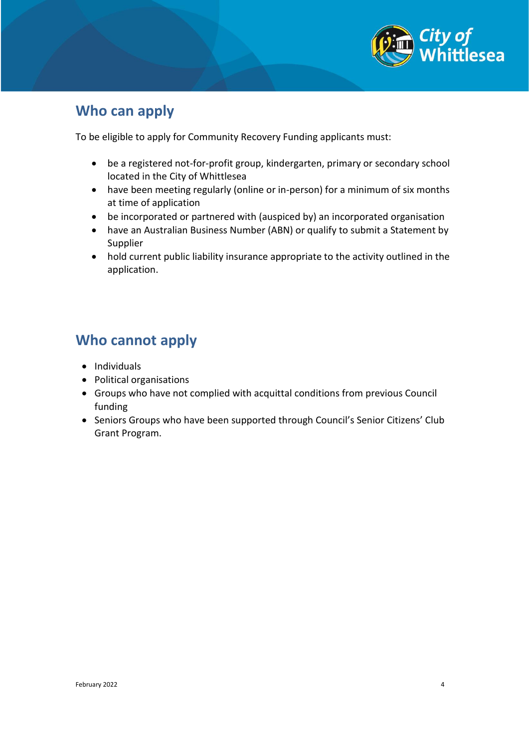## Who can apply

To be eligible to apply for Community Recovery Funding applicants must:

- be a registered not-for-profit group, kindergarten, primary or secondary school located in the City of Whittlesea
- have been meeting regularly (online or in-person) for a minimum of six months at time of application
- be incorporated or partnered with (auspiced by) an incorporated organisation
- have an Australian Business Number (ABN) or qualify to submit a Statement by Supplier
- hold current public liability insurance appropriate to the activity outlined in the application.

## Who cannot apply

- Individuals
- Political organisations
- Groups who have not complied with acquittal conditions from previous Council funding
- Seniors Groups who have been supported through Council's Senior Citizens' Club Grant Program.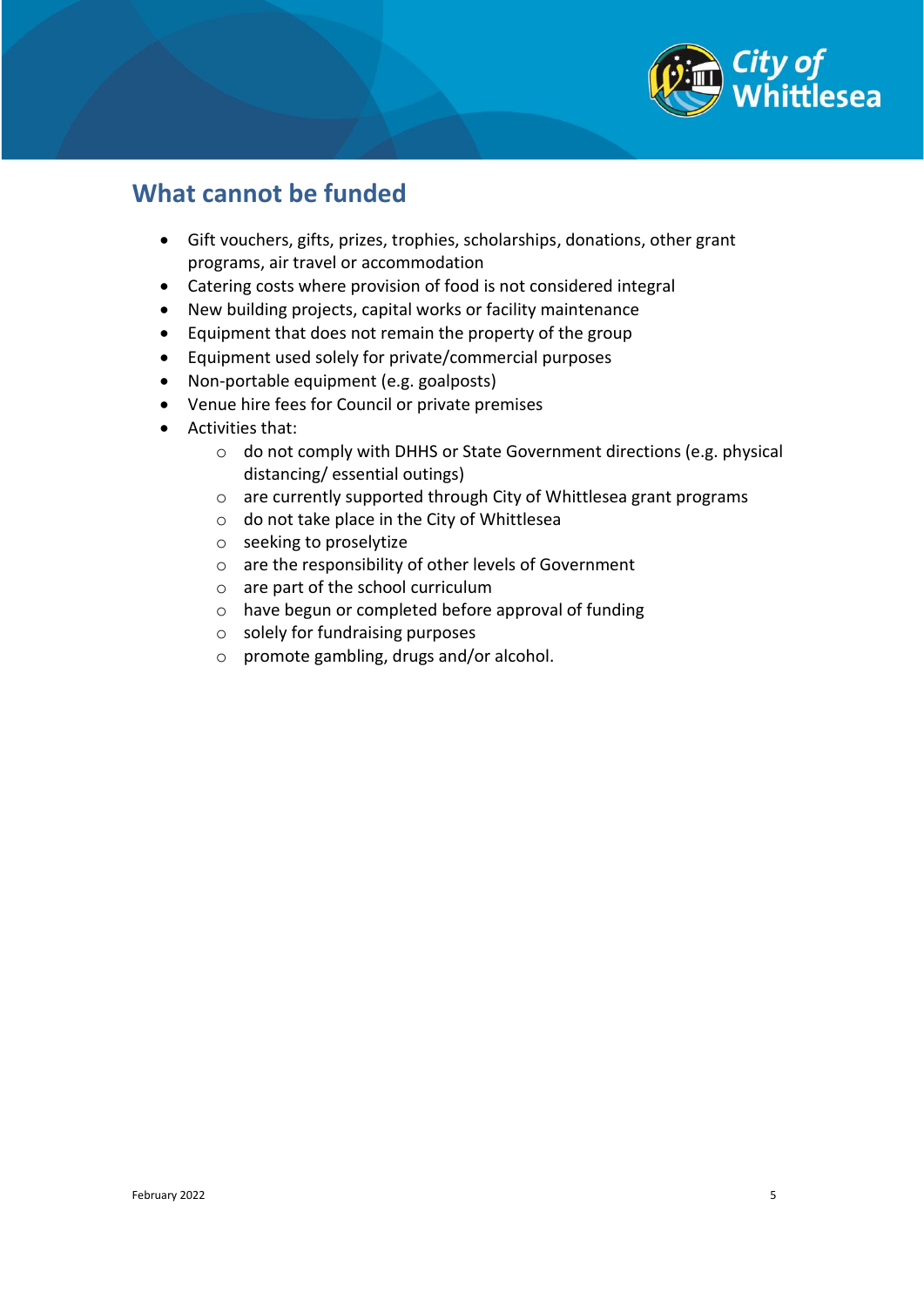## What cannot be funded

- Gift vouchers, gifts, prizes, trophies, scholarships, donations, other grant programs, air travel or accommodation
- Catering costs where provision of food is not considered integral
- New building projects, capital works or facility maintenance
- Equipment that does not remain the property of the group
- Equipment used solely for private/commercial purposes
- Non-portable equipment (e.g. goalposts)
- Venue hire fees for Council or private premises
- Activities that:
    - do not comply with DHHS or State Government directions (e.g. physical distancing/ essential outings)
    - are currently supported through City of Whittlesea grant programs
    - do not take place in the City of Whittlesea
    - seeking to proselytize
    - are the responsibility of other levels of Government
    - are part of the school curriculum
    - have begun or completed before approval of funding
    - solely for fundraising purposes
    - promote gambling, drugs and/or alcohol.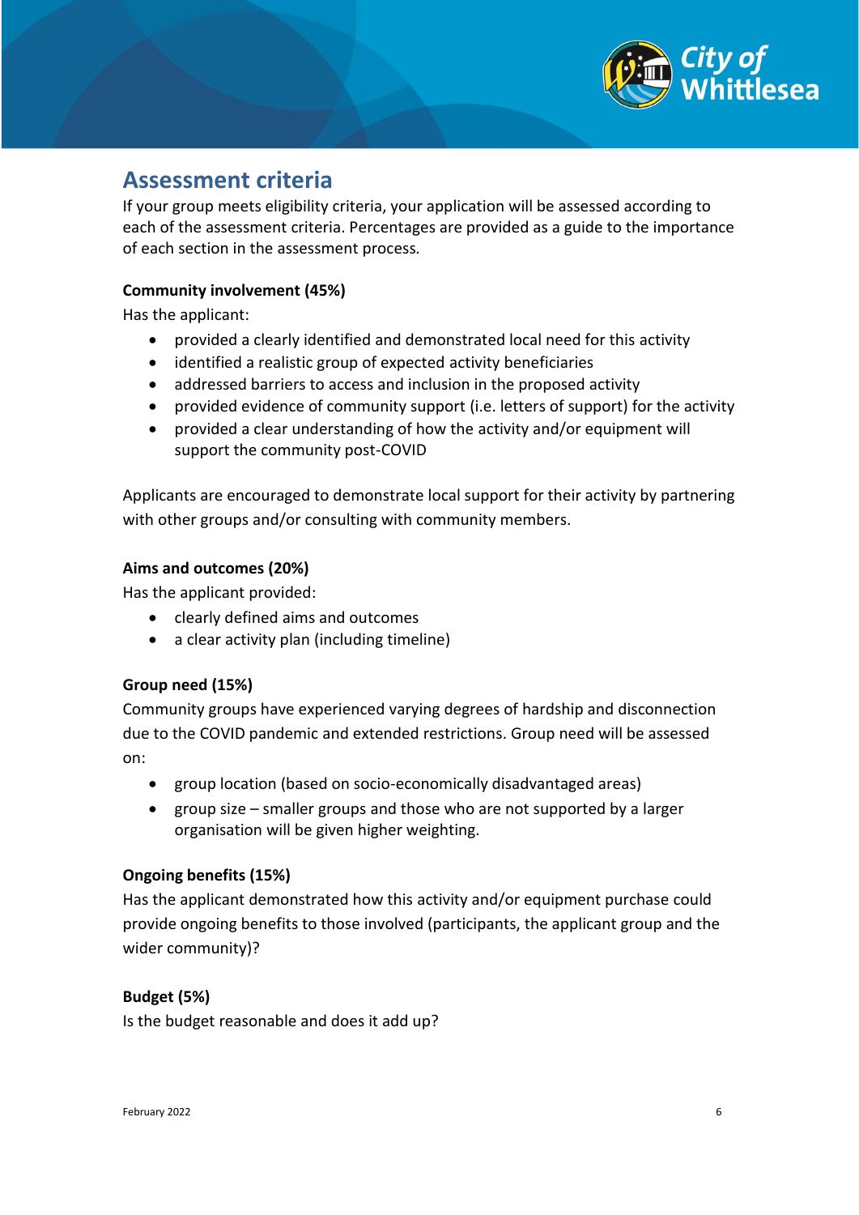## Assessment criteria

If your group meets eligibility criteria, your application will be assessed according to each of the assessment criteria. Percentages are provided as a guide to the importance of each section in the assessment process.

**Community involvement (45%)**

Has the applicant:

- provided a clearly identified and demonstrated local need for this activity
- identified a realistic group of expected activity beneficiaries
- addressed barriers to access and inclusion in the proposed activity
- provided evidence of community support (i.e. letters of support) for the activity
- provided a clear understanding of how the activity and/or equipment will support the community post-COVID

Applicants are encouraged to demonstrate local support for their activity by partnering with other groups and/or consulting with community members.

**Aims and outcomes (20%)**

Has the applicant provided:

- clearly defined aims and outcomes
- a clear activity plan (including timeline)

**Group need (15%)**

Community groups have experienced varying degrees of hardship and disconnection due to the COVID pandemic and extended restrictions. Group need will be assessed on:

- group location (based on socio-economically disadvantaged areas)
- group size – smaller groups and those who are not supported by a larger organisation will be given higher weighting.

**Ongoing benefits (15%)**

Has the applicant demonstrated how this activity and/or equipment purchase could provide ongoing benefits to those involved (participants, the applicant group and the wider community)?

**Budget (5%)**

Is the budget reasonable and does it add up?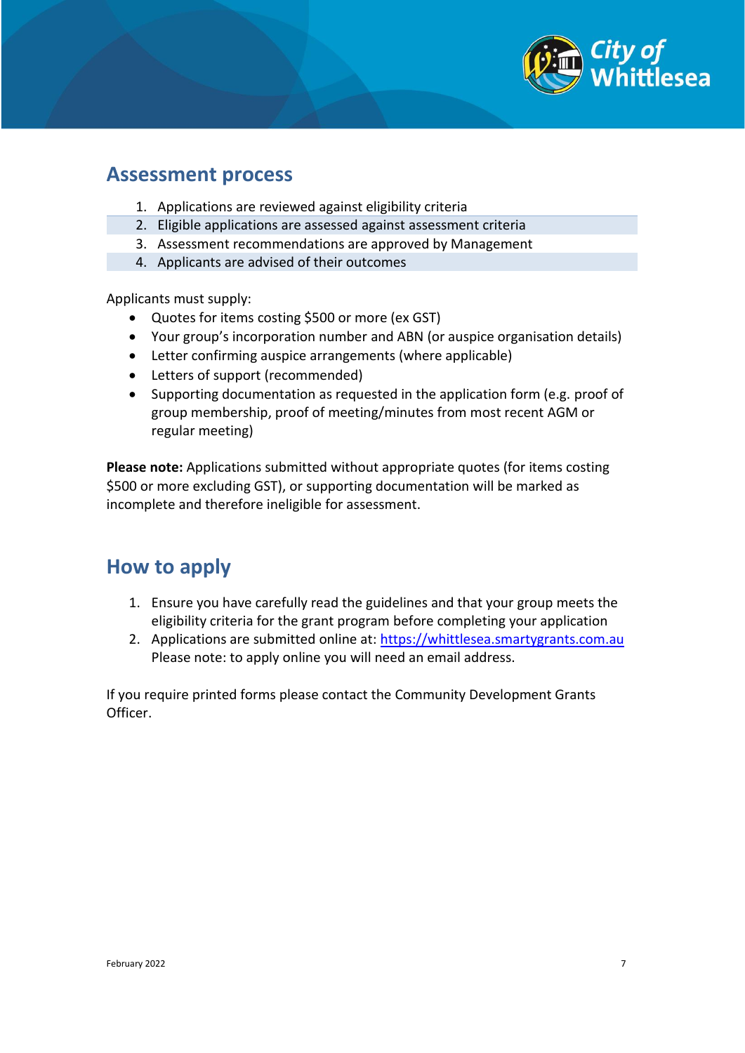## Assessment process

1. Applications are reviewed against eligibility criteria
2. Eligible applications are assessed against assessment criteria
3. Assessment recommendations are approved by Management
4. Applicants are advised of their outcomes

Applicants must supply:

- Quotes for items costing $500 or more (ex GST)
- Your group's incorporation number and ABN (or auspice organisation details)
- Letter confirming auspice arrangements (where applicable)
- Letters of support (recommended)
- Supporting documentation as requested in the application form (e.g. proof of group membership, proof of meeting/minutes from most recent AGM or regular meeting)

**Please note:** Applications submitted without appropriate quotes (for items costing $500 or more excluding GST), or supporting documentation will be marked as incomplete and therefore ineligible for assessment.

## How to apply

1. Ensure you have carefully read the guidelines and that your group meets the eligibility criteria for the grant program before completing your application
2. Applications are submitted online at: https://whittlesea.smartygrants.com.au
   Please note: to apply online you will need an email address.

If you require printed forms please contact the Community Development Grants Officer.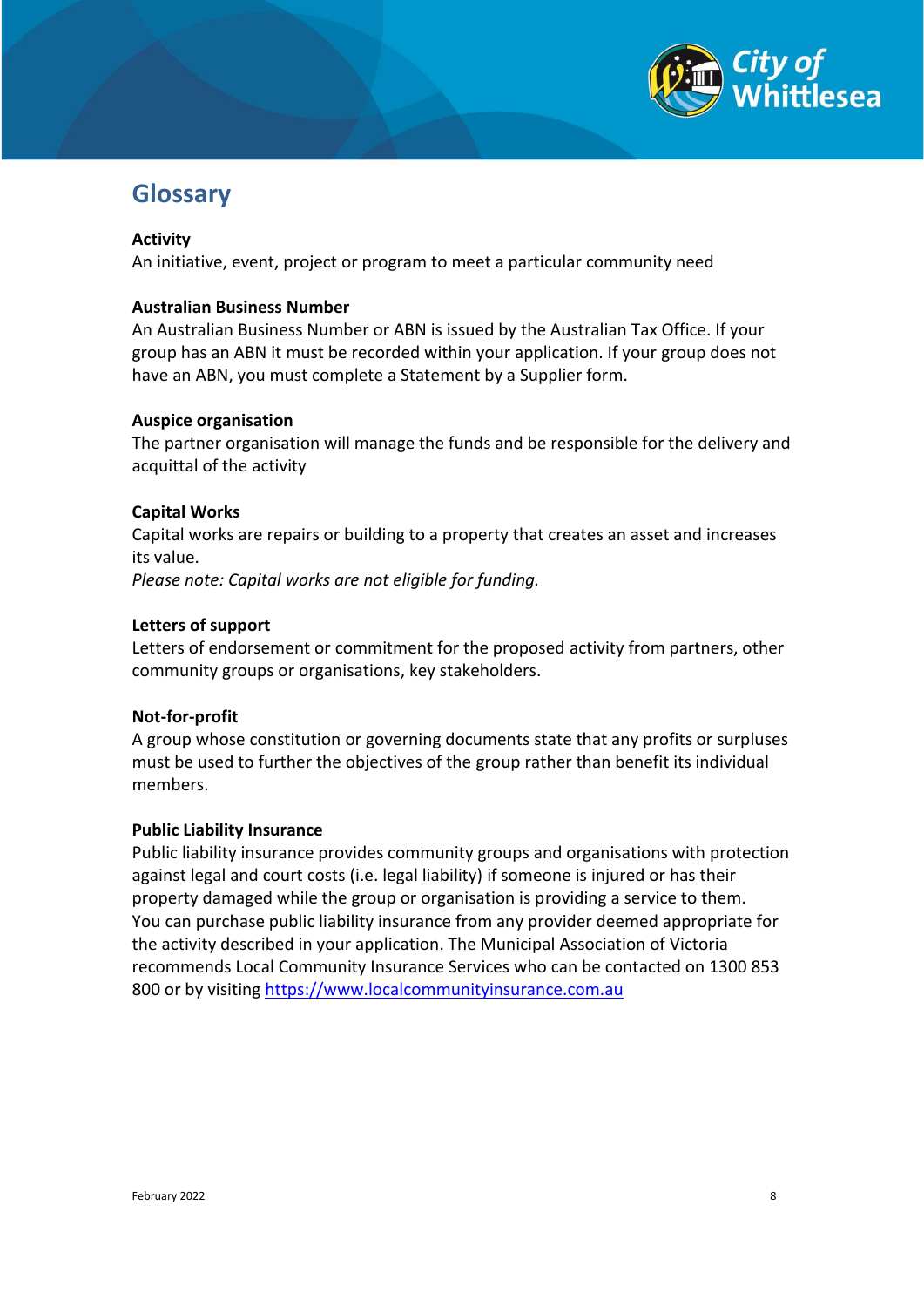# Glossary

**Activity**
An initiative, event, project or program to meet a particular community need

**Australian Business Number**
An Australian Business Number or ABN is issued by the Australian Tax Office. If your group has an ABN it must be recorded within your application. If your group does not have an ABN, you must complete a Statement by a Supplier form.

**Auspice organisation**
The partner organisation will manage the funds and be responsible for the delivery and acquittal of the activity

**Capital Works**
Capital works are repairs or building to a property that creates an asset and increases its value.
*Please note: Capital works are not eligible for funding.*

**Letters of support**
Letters of endorsement or commitment for the proposed activity from partners, other community groups or organisations, key stakeholders.

**Not-for-profit**
A group whose constitution or governing documents state that any profits or surpluses must be used to further the objectives of the group rather than benefit its individual members.

**Public Liability Insurance**
Public liability insurance provides community groups and organisations with protection against legal and court costs (i.e. legal liability) if someone is injured or has their property damaged while the group or organisation is providing a service to them.
You can purchase public liability insurance from any provider deemed appropriate for the activity described in your application. The Municipal Association of Victoria recommends Local Community Insurance Services who can be contacted on 1300 853 800 or by visiting [https://www.localcommunityinsurance.com.au](https://www.localcommunityinsurance.com.au)